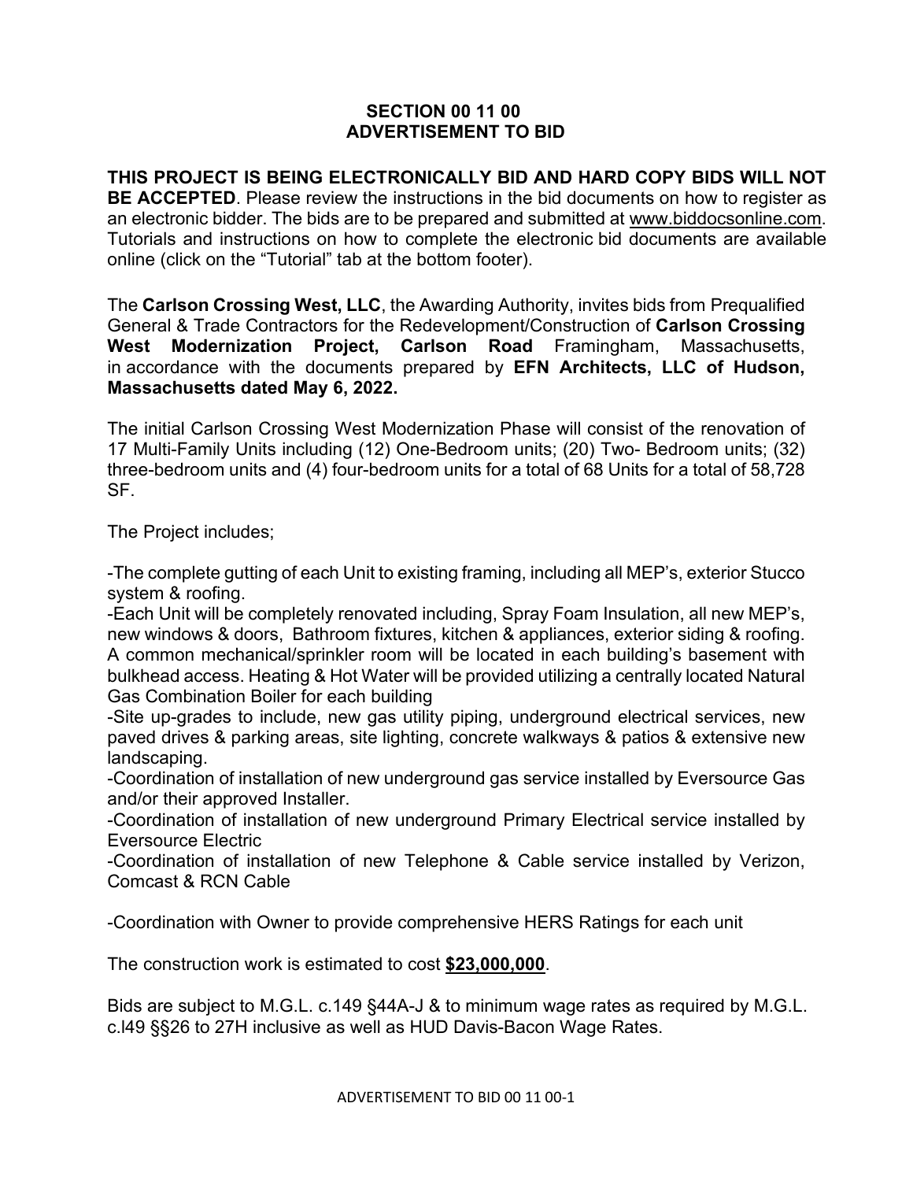# SECTION 00 11 00
# ADVERTISEMENT TO BID

**THIS PROJECT IS BEING ELECTRONICALLY BID AND HARD COPY BIDS WILL NOT BE ACCEPTED**. Please review the instructions in the bid documents on how to register as an electronic bidder. The bids are to be prepared and submitted at www.biddocsonline.com. Tutorials and instructions on how to complete the electronic bid documents are available online (click on the "Tutorial" tab at the bottom footer).

The **Carlson Crossing West, LLC**, the Awarding Authority, invites bids from Prequalified General & Trade Contractors for the Redevelopment/Construction of **Carlson Crossing West Modernization Project, Carlson Road** Framingham, Massachusetts, in accordance with the documents prepared by **EFN Architects, LLC of Hudson, Massachusetts dated May 6, 2022.**

The initial Carlson Crossing West Modernization Phase will consist of the renovation of 17 Multi-Family Units including (12) One-Bedroom units; (20) Two- Bedroom units; (32) three-bedroom units and (4) four-bedroom units for a total of 68 Units for a total of 58,728 SF.

The Project includes;

-The complete gutting of each Unit to existing framing, including all MEP's, exterior Stucco system & roofing.
-Each Unit will be completely renovated including, Spray Foam Insulation, all new MEP's, new windows & doors, Bathroom fixtures, kitchen & appliances, exterior siding & roofing. A common mechanical/sprinkler room will be located in each building's basement with bulkhead access. Heating & Hot Water will be provided utilizing a centrally located Natural Gas Combination Boiler for each building
-Site up-grades to include, new gas utility piping, underground electrical services, new paved drives & parking areas, site lighting, concrete walkways & patios & extensive new landscaping.
-Coordination of installation of new underground gas service installed by Eversource Gas and/or their approved Installer.
-Coordination of installation of new underground Primary Electrical service installed by Eversource Electric
-Coordination of installation of new Telephone & Cable service installed by Verizon, Comcast & RCN Cable

-Coordination with Owner to provide comprehensive HERS Ratings for each unit

The construction work is estimated to cost **$23,000,000**.

Bids are subject to M.G.L. c.149 §44A-J & to minimum wage rates as required by M.G.L. c.l49 §§26 to 27H inclusive as well as HUD Davis-Bacon Wage Rates.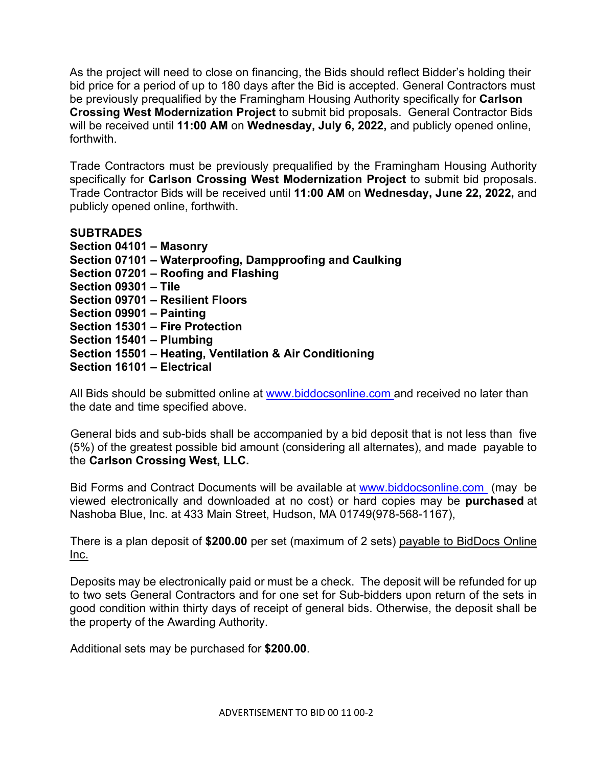As the project will need to close on financing, the Bids should reflect Bidder's holding their bid price for a period of up to 180 days after the Bid is accepted. General Contractors must be previously prequalified by the Framingham Housing Authority specifically for **Carlson Crossing West Modernization Project** to submit bid proposals. General Contractor Bids will be received until **11:00 AM** on **Wednesday, July 6, 2022,** and publicly opened online, forthwith.

Trade Contractors must be previously prequalified by the Framingham Housing Authority specifically for **Carlson Crossing West Modernization Project** to submit bid proposals. Trade Contractor Bids will be received until **11:00 AM** on **Wednesday, June 22, 2022,** and publicly opened online, forthwith.

**SUBTRADES**
**Section 04101 – Masonry**
**Section 07101 – Waterproofing, Dampproofing and Caulking**
**Section 07201 – Roofing and Flashing**
**Section 09301 – Tile**
**Section 09701 – Resilient Floors**
**Section 09901 – Painting**
**Section 15301 – Fire Protection**
**Section 15401 – Plumbing**
**Section 15501 – Heating, Ventilation & Air Conditioning**
**Section 16101 – Electrical**

All Bids should be submitted online at www.biddocsonline.com and received no later than the date and time specified above.

General bids and sub-bids shall be accompanied by a bid deposit that is not less than five (5%) of the greatest possible bid amount (considering all alternates), and made payable to the **Carlson Crossing West, LLC.**

Bid Forms and Contract Documents will be available at www.biddocsonline.com (may be viewed electronically and downloaded at no cost) or hard copies may be **purchased** at Nashoba Blue, Inc. at 433 Main Street, Hudson, MA 01749(978-568-1167),

There is a plan deposit of **$200.00** per set (maximum of 2 sets) payable to BidDocs Online Inc.

Deposits may be electronically paid or must be a check. The deposit will be refunded for up to two sets General Contractors and for one set for Sub-bidders upon return of the sets in good condition within thirty days of receipt of general bids. Otherwise, the deposit shall be the property of the Awarding Authority.

Additional sets may be purchased for **$200.00**.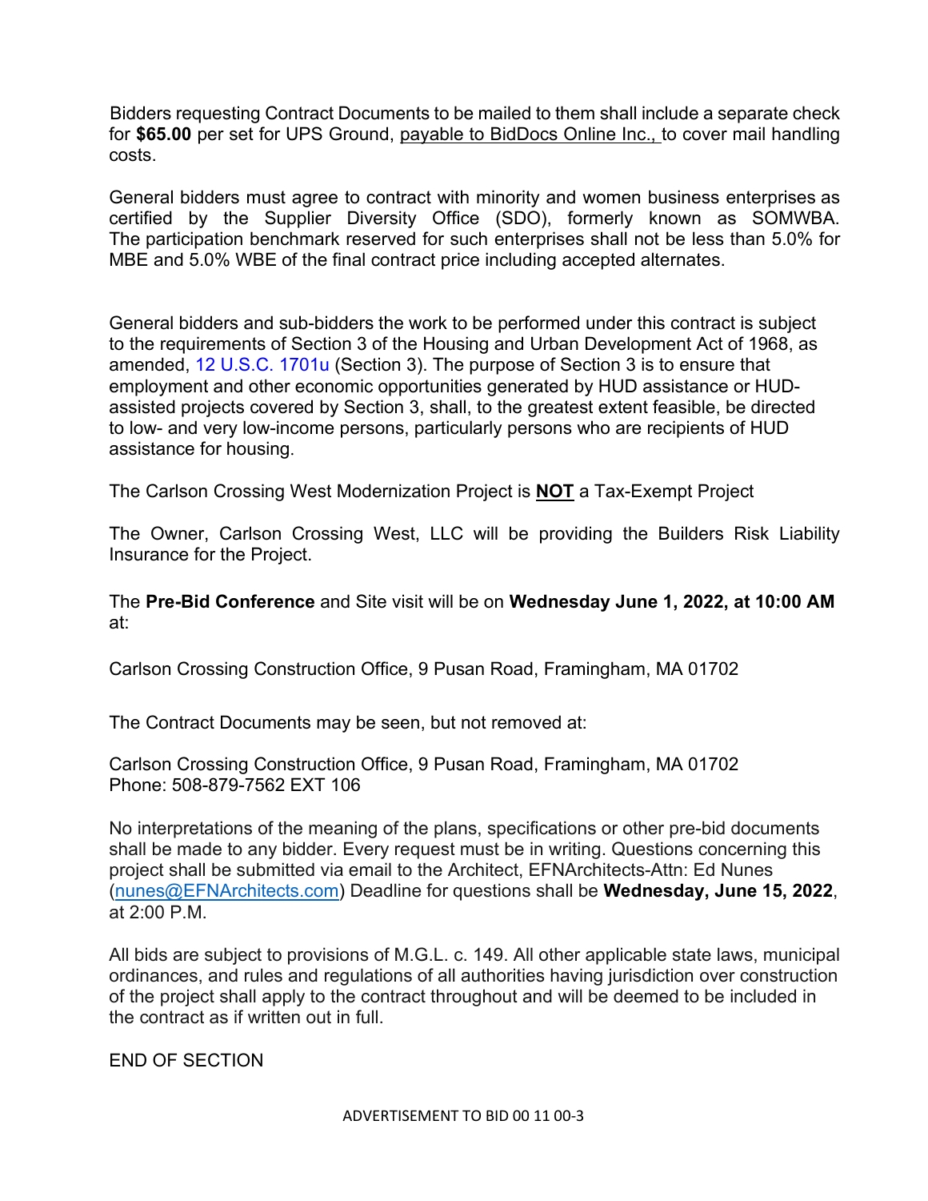Bidders requesting Contract Documents to be mailed to them shall include a separate check for **$65.00** per set for UPS Ground, payable to BidDocs Online Inc., to cover mail handling costs.

General bidders must agree to contract with minority and women business enterprises as certified by the Supplier Diversity Office (SDO), formerly known as SOMWBA. The participation benchmark reserved for such enterprises shall not be less than 5.0% for MBE and 5.0% WBE of the final contract price including accepted alternates.

General bidders and sub-bidders the work to be performed under this contract is subject to the requirements of Section 3 of the Housing and Urban Development Act of 1968, as amended, 12 U.S.C. 1701u (Section 3). The purpose of Section 3 is to ensure that employment and other economic opportunities generated by HUD assistance or HUD-assisted projects covered by Section 3, shall, to the greatest extent feasible, be directed to low- and very low-income persons, particularly persons who are recipients of HUD assistance for housing.

The Carlson Crossing West Modernization Project is **NOT** a Tax-Exempt Project

The Owner, Carlson Crossing West, LLC will be providing the Builders Risk Liability Insurance for the Project.

The **Pre-Bid Conference** and Site visit will be on **Wednesday June 1, 2022, at 10:00 AM** at:

Carlson Crossing Construction Office, 9 Pusan Road, Framingham, MA 01702

The Contract Documents may be seen, but not removed at:

Carlson Crossing Construction Office, 9 Pusan Road, Framingham, MA 01702
Phone: 508-879-7562 EXT 106

No interpretations of the meaning of the plans, specifications or other pre-bid documents shall be made to any bidder. Every request must be in writing. Questions concerning this project shall be submitted via email to the Architect, EFNArchitects-Attn: Ed Nunes (nunes@EFNArchitects.com) Deadline for questions shall be **Wednesday, June 15, 2022**, at 2:00 P.M.

All bids are subject to provisions of M.G.L. c. 149. All other applicable state laws, municipal ordinances, and rules and regulations of all authorities having jurisdiction over construction of the project shall apply to the contract throughout and will be deemed to be included in the contract as if written out in full.

END OF SECTION